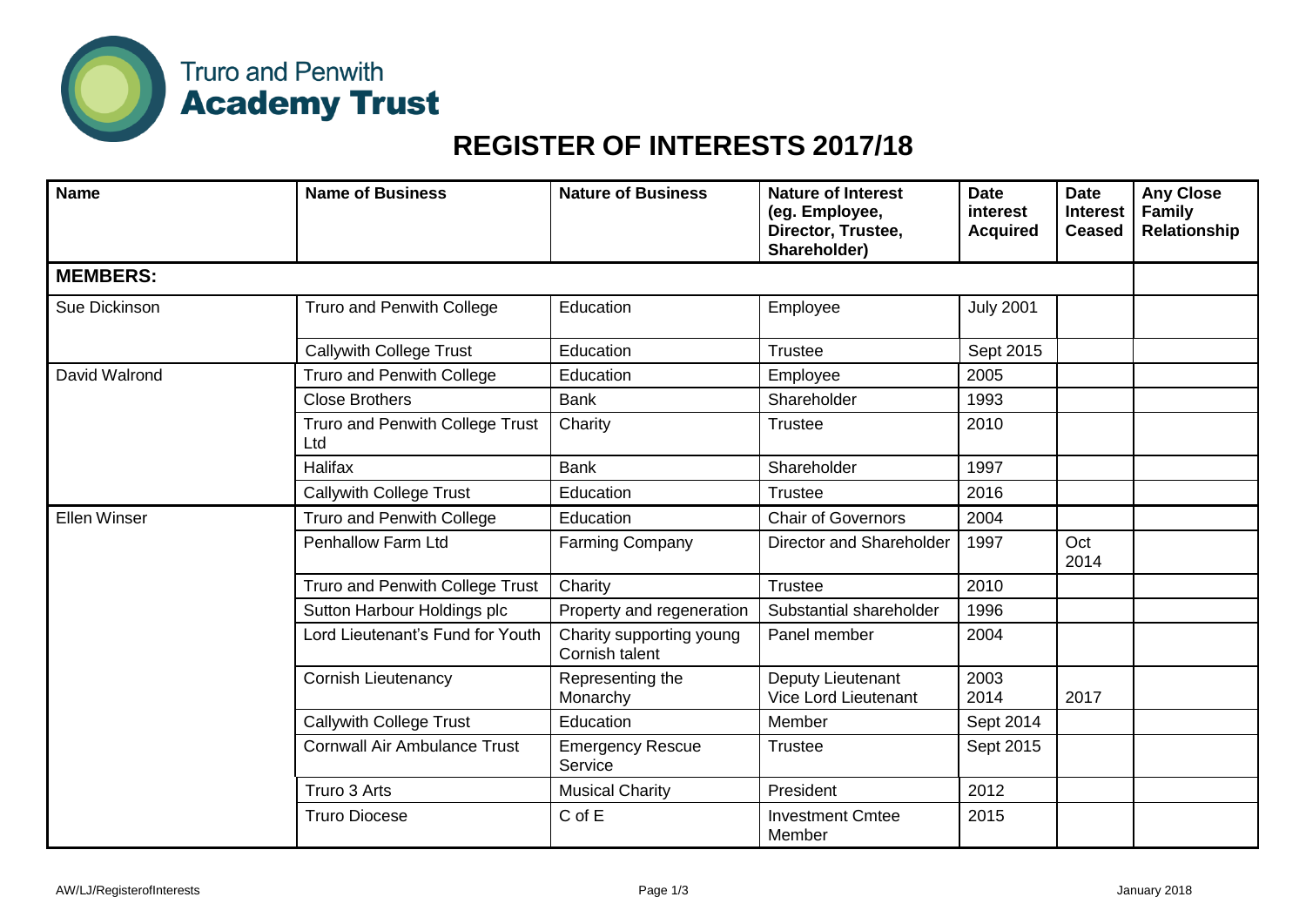Truro and Penwith
**Academy Trust**

# REGISTER OF INTERESTS 2017/18

| Name | Name of Business | Nature of Business | Nature of Interest (eg. Employee, Director, Trustee, Shareholder) | Date interest Acquired | Date Interest Ceased | Any Close Family Relationship |
|---|---|---|---|---|---|---|
| **MEMBERS:** | | | | | | |
| Sue Dickinson | Truro and Penwith College | Education | Employee | July 2001 | | |
| | Callywith College Trust | Education | Trustee | Sept 2015 | | |
| David Walrond | Truro and Penwith College | Education | Employee | 2005 | | |
| | Close Brothers | Bank | Shareholder | 1993 | | |
| | Truro and Penwith College Trust Ltd | Charity | Trustee | 2010 | | |
| | Halifax | Bank | Shareholder | 1997 | | |
| | Callywith College Trust | Education | Trustee | 2016 | | |
| Ellen Winser | Truro and Penwith College | Education | Chair of Governors | 2004 | | |
| | Penhallow Farm Ltd | Farming Company | Director and Shareholder | 1997 | Oct 2014 | |
| | Truro and Penwith College Trust | Charity | Trustee | 2010 | | |
| | Sutton Harbour Holdings plc | Property and regeneration | Substantial shareholder | 1996 | | |
| | Lord Lieutenant's Fund for Youth | Charity supporting young Cornish talent | Panel member | 2004 | | |
| | Cornish Lieutenancy | Representing the Monarchy | Deputy Lieutenant<br>Vice Lord Lieutenant | 2003<br>2014 | 2017 | |
| | Callywith College Trust | Education | Member | Sept 2014 | | |
| | Cornwall Air Ambulance Trust | Emergency Rescue Service | Trustee | Sept 2015 | | |
| | Truro 3 Arts | Musical Charity | President | 2012 | | |
| | Truro Diocese | C of E | Investment Cmtee Member | 2015 | | |

AW/LJ/RegisterofInterests January 2018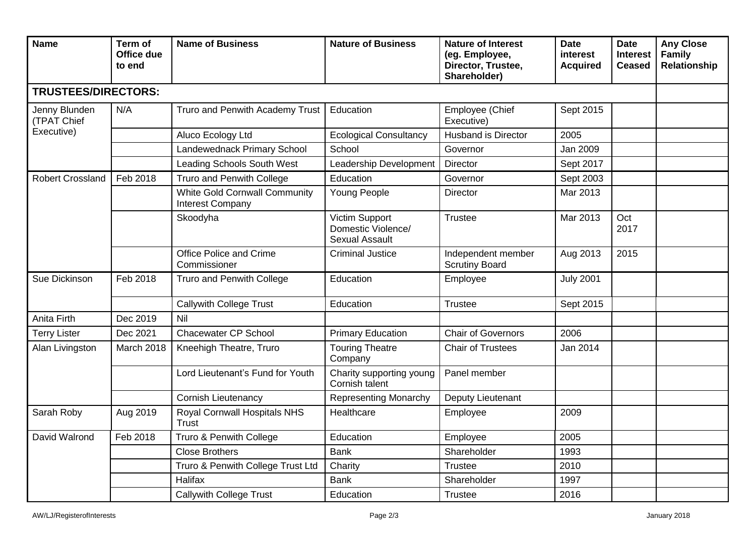| Name | Term of Office due to end | Name of Business | Nature of Business | Nature of Interest (eg. Employee, Director, Trustee, Shareholder) | Date interest Acquired | Date Interest Ceased | Any Close Family Relationship |
|---|---|---|---|---|---|---|---|
| **TRUSTEES/DIRECTORS:** | | | | | | | |
| Jenny Blunden (TPAT Chief Executive) | N/A | Truro and Penwith Academy Trust | Education | Employee (Chief Executive) | Sept 2015 | | |
| | | Aluco Ecology Ltd | Ecological Consultancy | Husband is Director | 2005 | | |
| | | Landewednack Primary School | School | Governor | Jan 2009 | | |
| | | Leading Schools South West | Leadership Development | Director | Sept 2017 | | |
| Robert Crossland | Feb 2018 | Truro and Penwith College | Education | Governor | Sept 2003 | | |
| | | White Gold Cornwall Community Interest Company | Young People | Director | Mar 2013 | | |
| | | Skoodyha | Victim Support Domestic Violence/ Sexual Assault | Trustee | Mar 2013 | Oct 2017 | |
| | | Office Police and Crime Commissioner | Criminal Justice | Independent member Scrutiny Board | Aug 2013 | 2015 | |
| Sue Dickinson | Feb 2018 | Truro and Penwith College | Education | Employee | July 2001 | | |
| | | Callywith College Trust | Education | Trustee | Sept 2015 | | |
| Anita Firth | Dec 2019 | Nil | | | | | |
| Terry Lister | Dec 2021 | Chacewater CP School | Primary Education | Chair of Governors | 2006 | | |
| Alan Livingston | March 2018 | Kneehigh Theatre, Truro | Touring Theatre Company | Chair of Trustees | Jan 2014 | | |
| | | Lord Lieutenant's Fund for Youth | Charity supporting young Cornish talent | Panel member | | | |
| | | Cornish Lieutenancy | Representing Monarchy | Deputy Lieutenant | | | |
| Sarah Roby | Aug 2019 | Royal Cornwall Hospitals NHS Trust | Healthcare | Employee | 2009 | | |
| David Walrond | Feb 2018 | Truro & Penwith College | Education | Employee | 2005 | | |
| | | Close Brothers | Bank | Shareholder | 1993 | | |
| | | Truro & Penwith College Trust Ltd | Charity | Trustee | 2010 | | |
| | | Halifax | Bank | Shareholder | 1997 | | |
| | | Callywith College Trust | Education | Trustee | 2016 | | |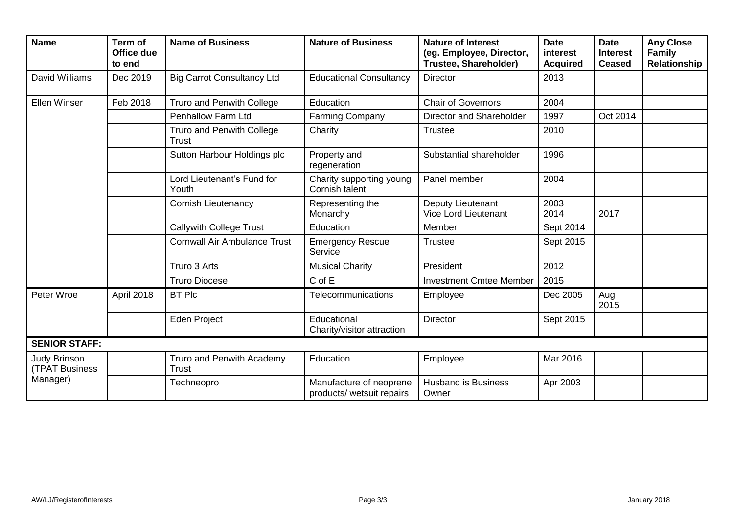| Name | Term of Office due to end | Name of Business | Nature of Business | Nature of Interest (eg. Employee, Director, Trustee, Shareholder) | Date interest Acquired | Date Interest Ceased | Any Close Family Relationship |
|---|---|---|---|---|---|---|---|
| David Williams | Dec 2019 | Big Carrot Consultancy Ltd | Educational Consultancy | Director | 2013 | | |
| Ellen Winser | Feb 2018 | Truro and Penwith College | Education | Chair of Governors | 2004 | | |
| | | Penhallow Farm Ltd | Farming Company | Director and Shareholder | 1997 | Oct 2014 | |
| | | Truro and Penwith College Trust | Charity | Trustee | 2010 | | |
| | | Sutton Harbour Holdings plc | Property and regeneration | Substantial shareholder | 1996 | | |
| | | Lord Lieutenant's Fund for Youth | Charity supporting young Cornish talent | Panel member | 2004 | | |
| | | Cornish Lieutenancy | Representing the Monarchy | Deputy Lieutenant<br>Vice Lord Lieutenant | 2003<br>2014 | 2017 | |
| | | Callywith College Trust | Education | Member | Sept 2014 | | |
| | | Cornwall Air Ambulance Trust | Emergency Rescue Service | Trustee | Sept 2015 | | |
| | | Truro 3 Arts | Musical Charity | President | 2012 | | |
| | | Truro Diocese | C of E | Investment Cmtee Member | 2015 | | |
| Peter Wroe | April 2018 | BT Plc | Telecommunications | Employee | Dec 2005 | Aug 2015 | |
| | | Eden Project | Educational Charity/visitor attraction | Director | Sept 2015 | | |
| **SENIOR STAFF:** | | | | | | | |
| Judy Brinson (TPAT Business Manager) | | Truro and Penwith Academy Trust | Education | Employee | Mar 2016 | | |
| | | Techneopro | Manufacture of neoprene products/ wetsuit repairs | Husband is Business Owner | Apr 2003 | | |

AW/LJ/RegisterofInterests

January 2018